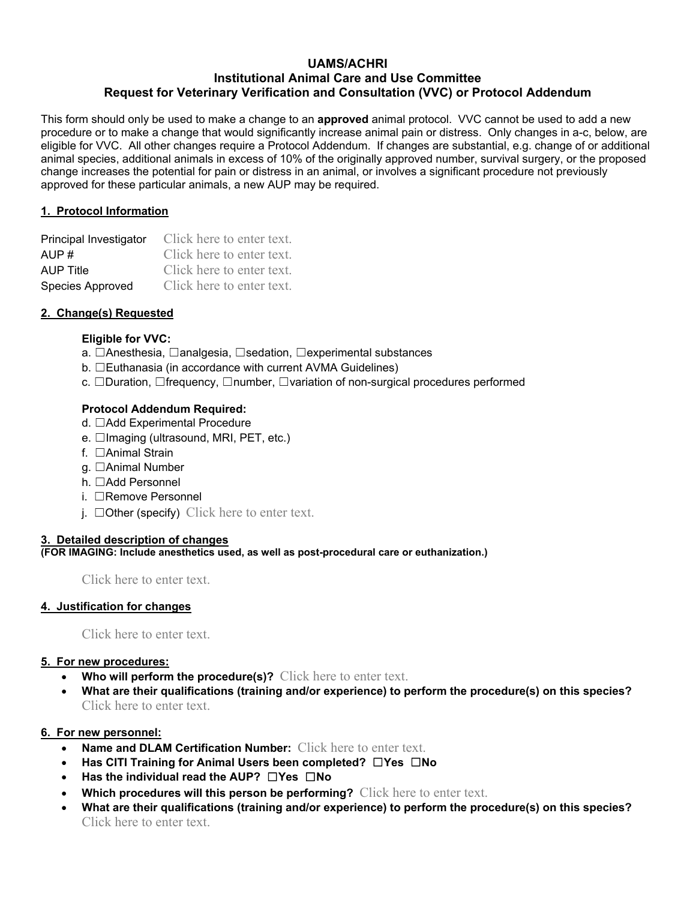# UAMS/ACHRI
## Institutional Animal Care and Use Committee
## Request for Veterinary Verification and Consultation (VVC) or Protocol Addendum

This form should only be used to make a change to an **approved** animal protocol. VVC cannot be used to add a new procedure or to make a change that would significantly increase animal pain or distress. Only changes in a-c, below, are eligible for VVC. All other changes require a Protocol Addendum. If changes are substantial, e.g. change of or additional animal species, additional animals in excess of 10% of the originally approved number, survival surgery, or the proposed change increases the potential for pain or distress in an animal, or involves a significant procedure not previously approved for these particular animals, a new AUP may be required.

### 1. Protocol Information

| | |
|---|---|
| Principal Investigator | Click here to enter text. |
| AUP # | Click here to enter text. |
| AUP Title | Click here to enter text. |
| Species Approved | Click here to enter text. |

### 2. Change(s) Requested

**Eligible for VVC:**

a. ☐Anesthesia, ☐analgesia, ☐sedation, ☐experimental substances
b. ☐Euthanasia (in accordance with current AVMA Guidelines)
c. ☐Duration, ☐frequency, ☐number, ☐variation of non-surgical procedures performed

**Protocol Addendum Required:**

d. ☐Add Experimental Procedure
e. ☐Imaging (ultrasound, MRI, PET, etc.)
f. ☐Animal Strain
g. ☐Animal Number
h. ☐Add Personnel
i. ☐Remove Personnel
j. ☐Other (specify) Click here to enter text.

### 3. Detailed description of changes
**(FOR IMAGING: Include anesthetics used, as well as post-procedural care or euthanization.)**

Click here to enter text.

### 4. Justification for changes

Click here to enter text.

### 5. For new procedures:

- **Who will perform the procedure(s)?** Click here to enter text.
- **What are their qualifications (training and/or experience) to perform the procedure(s) on this species?** Click here to enter text.

### 6. For new personnel:

- **Name and DLAM Certification Number:** Click here to enter text.
- **Has CITI Training for Animal Users been completed? ☐Yes ☐No**
- **Has the individual read the AUP? ☐Yes ☐No**
- **Which procedures will this person be performing?** Click here to enter text.
- **What are their qualifications (training and/or experience) to perform the procedure(s) on this species?** Click here to enter text.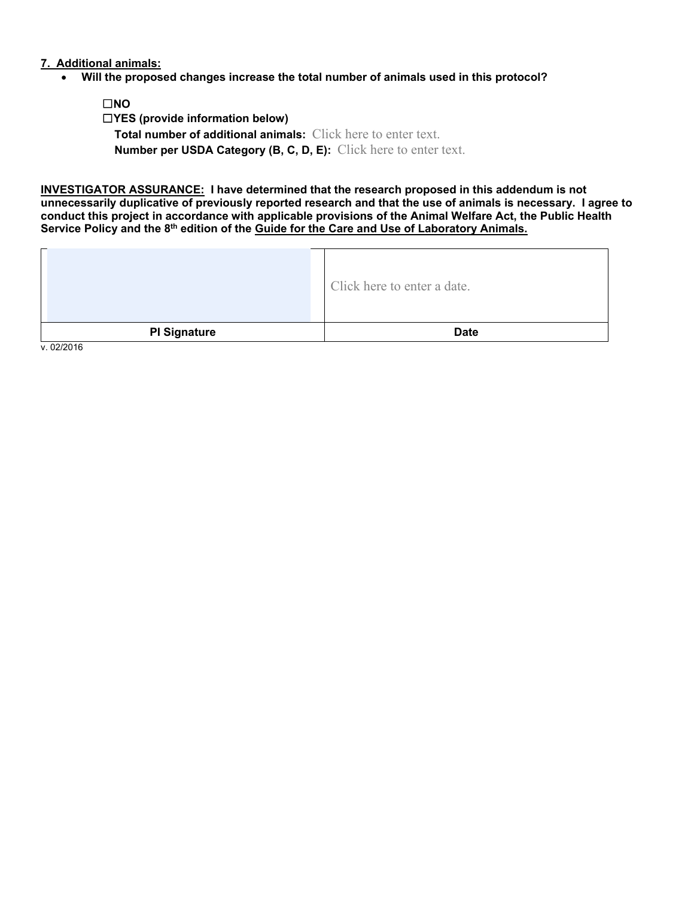**7. Additional animals:**

- **Will the proposed changes increase the total number of animals used in this protocol?**

  ☐**NO**

  ☐**YES (provide information below)**

  **Total number of additional animals:** Click here to enter text.

  **Number per USDA Category (B, C, D, E):** Click here to enter text.

**INVESTIGATOR ASSURANCE:** **I have determined that the research proposed in this addendum is not unnecessarily duplicative of previously reported research and that the use of animals is necessary. I agree to conduct this project in accordance with applicable provisions of the Animal Welfare Act, the Public Health Service Policy and the 8th edition of the Guide for the Care and Use of Laboratory Animals.**

| | |
|---|---|
| | Click here to enter a date. |
| **PI Signature** | **Date** |

v. 02/2016